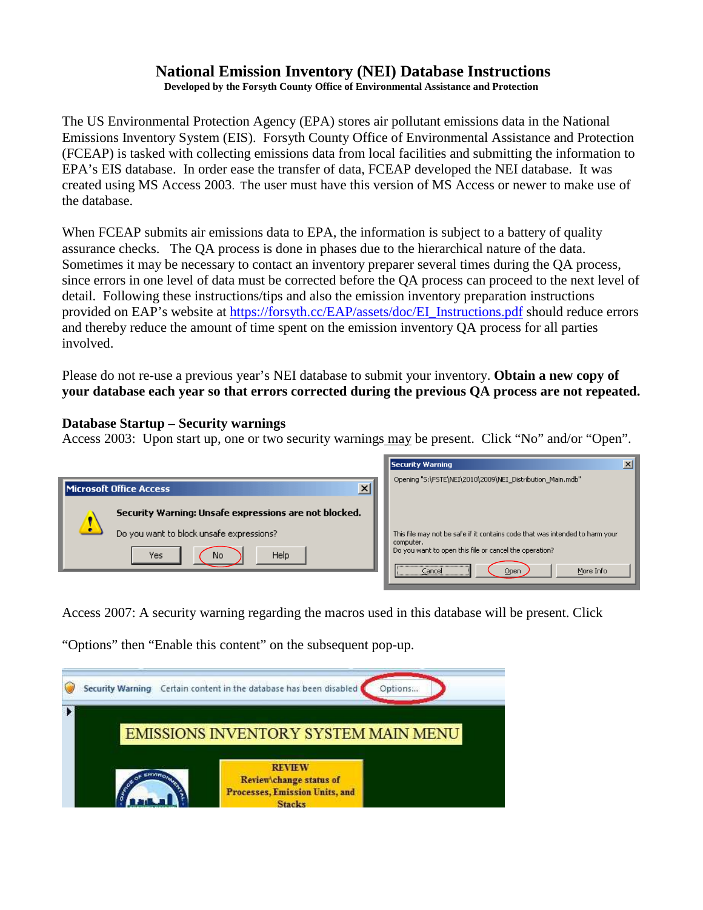# National Emission Inventory (NEI) Database Instructions

**Developed by the Forsyth County Office of Environmental Assistance and Protection**

The US Environmental Protection Agency (EPA) stores air pollutant emissions data in the National Emissions Inventory System (EIS). Forsyth County Office of Environmental Assistance and Protection (FCEAP) is tasked with collecting emissions data from local facilities and submitting the information to EPA's EIS database. In order ease the transfer of data, FCEAP developed the NEI database. It was created using MS Access 2003. The user must have this version of MS Access or newer to make use of the database.

When FCEAP submits air emissions data to EPA, the information is subject to a battery of quality assurance checks. The QA process is done in phases due to the hierarchical nature of the data. Sometimes it may be necessary to contact an inventory preparer several times during the QA process, since errors in one level of data must be corrected before the QA process can proceed to the next level of detail. Following these instructions/tips and also the emission inventory preparation instructions provided on EAP's website at [https://forsyth.cc/EAP/assets/doc/EI_Instructions.pdf](https://forsyth.cc/EAP/assets/doc/EI_Instructions.pdf) should reduce errors and thereby reduce the amount of time spent on the emission inventory QA process for all parties involved.

Please do not re-use a previous year's NEI database to submit your inventory. **Obtain a new copy of your database each year so that errors corrected during the previous QA process are not repeated.**

**Database Startup – Security warnings**

Access 2003: Upon start up, one or two security warnings may be present. Click "No" and/or "Open".

Access 2007: A security warning regarding the macros used in this database will be present. Click "Options" then "Enable this content" on the subsequent pop-up.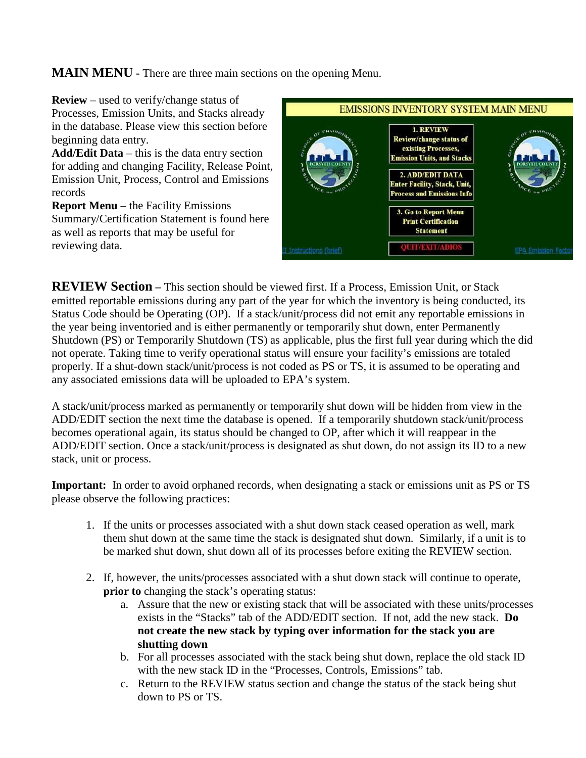**MAIN MENU** - There are three main sections on the opening Menu.

**Review** – used to verify/change status of Processes, Emission Units, and Stacks already in the database. Please view this section before beginning data entry.
**Add/Edit Data** – this is the data entry section for adding and changing Facility, Release Point, Emission Unit, Process, Control and Emissions records
**Report Menu** – the Facility Emissions Summary/Certification Statement is found here as well as reports that may be useful for reviewing data.

**REVIEW Section –** This section should be viewed first. If a Process, Emission Unit, or Stack emitted reportable emissions during any part of the year for which the inventory is being conducted, its Status Code should be Operating (OP). If a stack/unit/process did not emit any reportable emissions in the year being inventoried and is either permanently or temporarily shut down, enter Permanently Shutdown (PS) or Temporarily Shutdown (TS) as applicable, plus the first full year during which the did not operate. Taking time to verify operational status will ensure your facility's emissions are totaled properly. If a shut-down stack/unit/process is not coded as PS or TS, it is assumed to be operating and any associated emissions data will be uploaded to EPA's system.

A stack/unit/process marked as permanently or temporarily shut down will be hidden from view in the ADD/EDIT section the next time the database is opened. If a temporarily shutdown stack/unit/process becomes operational again, its status should be changed to OP, after which it will reappear in the ADD/EDIT section. Once a stack/unit/process is designated as shut down, do not assign its ID to a new stack, unit or process.

**Important:** In order to avoid orphaned records, when designating a stack or emissions unit as PS or TS please observe the following practices:

1. If the units or processes associated with a shut down stack ceased operation as well, mark them shut down at the same time the stack is designated shut down. Similarly, if a unit is to be marked shut down, shut down all of its processes before exiting the REVIEW section.

2. If, however, the units/processes associated with a shut down stack will continue to operate, **prior to** changing the stack's operating status:
   a. Assure that the new or existing stack that will be associated with these units/processes exists in the "Stacks" tab of the ADD/EDIT section. If not, add the new stack. **Do not create the new stack by typing over information for the stack you are shutting down**
   b. For all processes associated with the stack being shut down, replace the old stack ID with the new stack ID in the "Processes, Controls, Emissions" tab.
   c. Return to the REVIEW status section and change the status of the stack being shut down to PS or TS.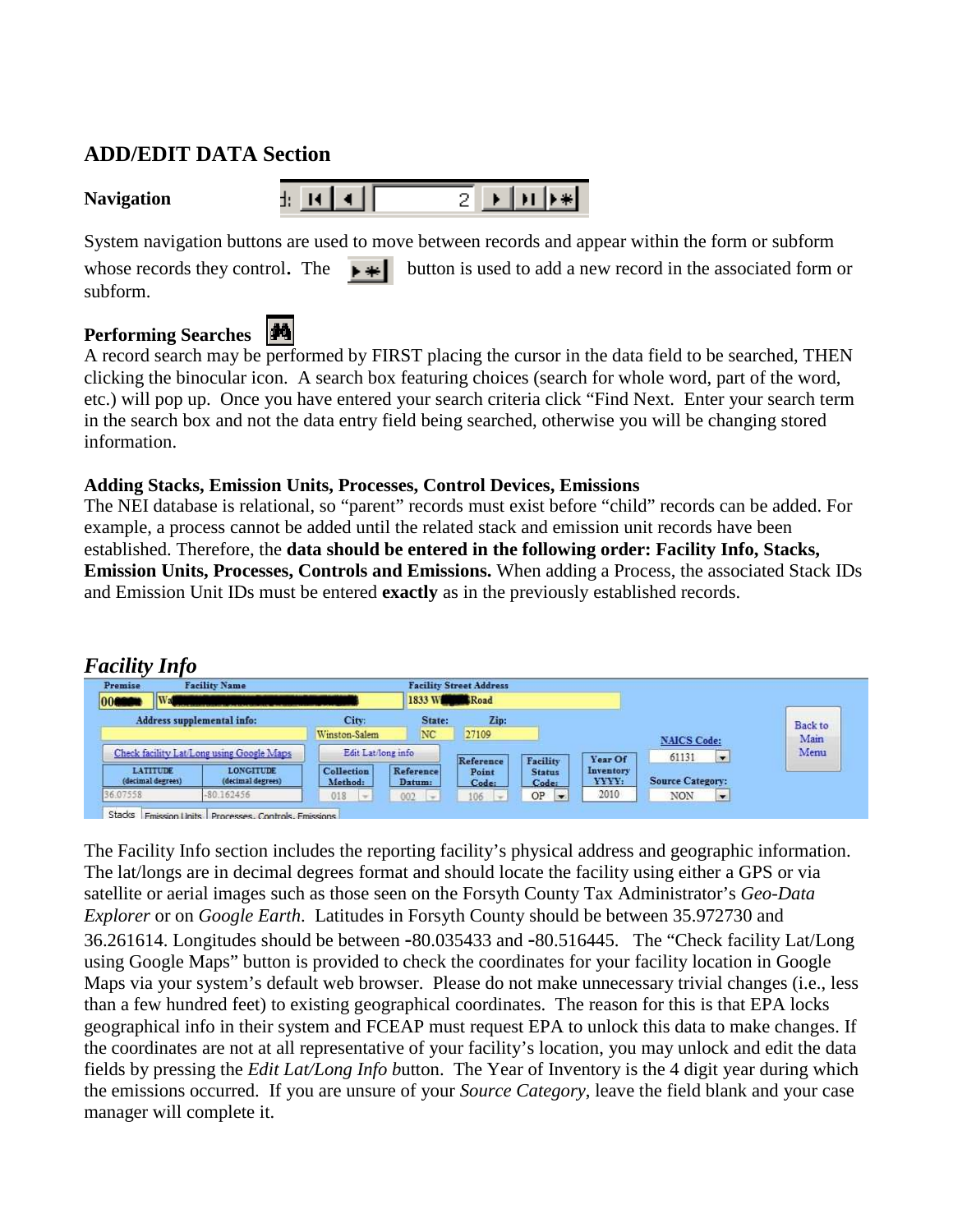## ADD/EDIT DATA Section

**Navigation**

System navigation buttons are used to move between records and appear within the form or subform whose records they control. The button is used to add a new record in the associated form or subform.

**Performing Searches**

A record search may be performed by FIRST placing the cursor in the data field to be searched, THEN clicking the binocular icon. A search box featuring choices (search for whole word, part of the word, etc.) will pop up. Once you have entered your search criteria click "Find Next. Enter your search term in the search box and not the data entry field being searched, otherwise you will be changing stored information.

**Adding Stacks, Emission Units, Processes, Control Devices, Emissions**

The NEI database is relational, so "parent" records must exist before "child" records can be added. For example, a process cannot be added until the related stack and emission unit records have been established. Therefore, the **data should be entered in the following order: Facility Info, Stacks, Emission Units, Processes, Controls and Emissions.** When adding a Process, the associated Stack IDs and Emission Unit IDs must be entered **exactly** as in the previously established records.

### *Facility Info*

The Facility Info section includes the reporting facility's physical address and geographic information. The lat/longs are in decimal degrees format and should locate the facility using either a GPS or via satellite or aerial images such as those seen on the Forsyth County Tax Administrator's *Geo-Data Explorer* or on *Google Earth*. Latitudes in Forsyth County should be between 35.972730 and 36.261614. Longitudes should be between -80.035433 and -80.516445. The "Check facility Lat/Long using Google Maps" button is provided to check the coordinates for your facility location in Google Maps via your system's default web browser. Please do not make unnecessary trivial changes (i.e., less than a few hundred feet) to existing geographical coordinates. The reason for this is that EPA locks geographical info in their system and FCEAP must request EPA to unlock this data to make changes. If the coordinates are not at all representative of your facility's location, you may unlock and edit the data fields by pressing the *Edit Lat/Long Info* button. The Year of Inventory is the 4 digit year during which the emissions occurred. If you are unsure of your *Source Category*, leave the field blank and your case manager will complete it.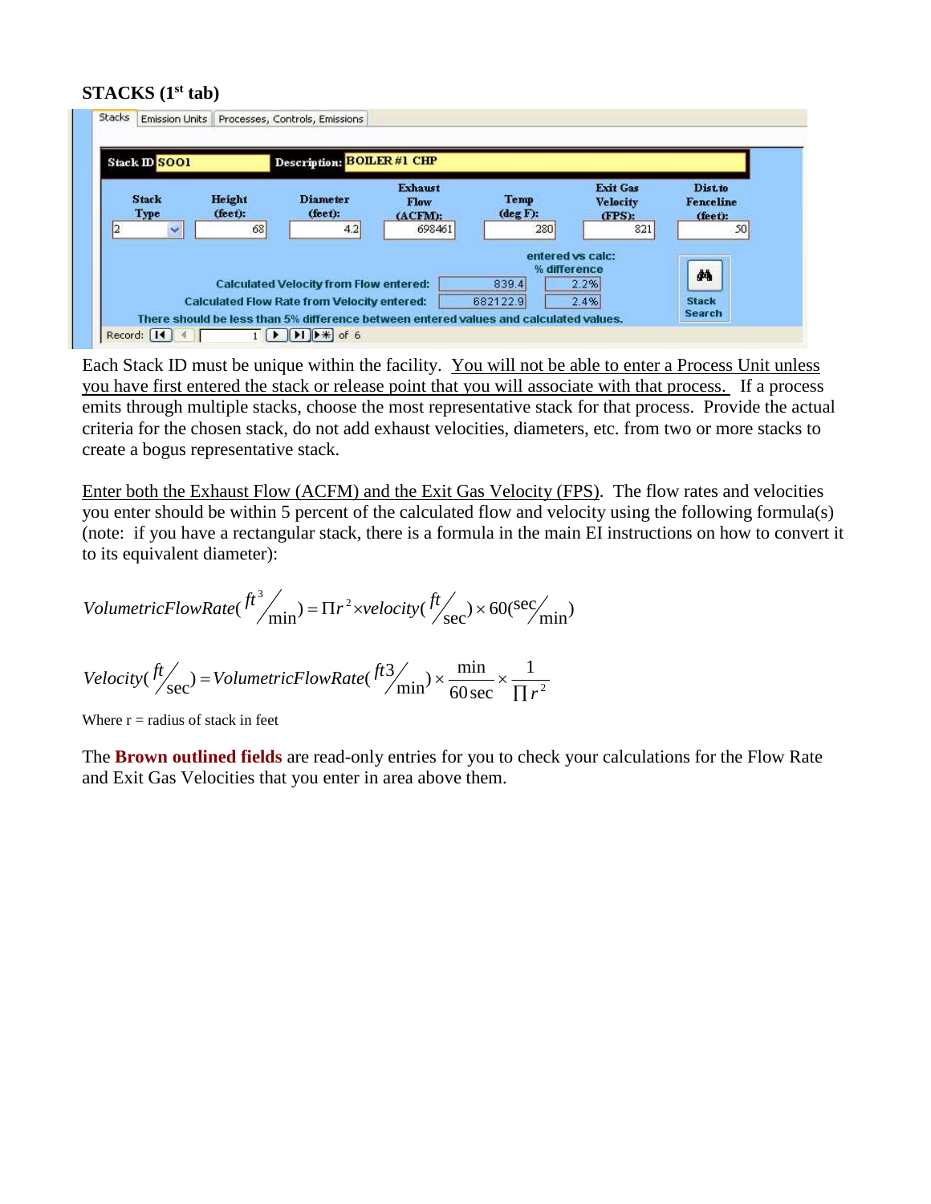### STACKS (1st tab)

Each Stack ID must be unique within the facility. You will not be able to enter a Process Unit unless you have first entered the stack or release point that you will associate with that process. If a process emits through multiple stacks, choose the most representative stack for that process. Provide the actual criteria for the chosen stack, do not add exhaust velocities, diameters, etc. from two or more stacks to create a bogus representative stack.

Enter both the Exhaust Flow (ACFM) and the Exit Gas Velocity (FPS). The flow rates and velocities you enter should be within 5 percent of the calculated flow and velocity using the following formula(s) (note: if you have a rectangular stack, there is a formula in the main EI instructions on how to convert it to its equivalent diameter):

$$VolumetricFlowRate(ft^3/\text{min}) = \Pi r^2 \times velocity(ft/\text{sec}) \times 60(\text{sec}/\text{min})$$

$$Velocity(ft/\text{sec}) = VolumetricFlowRate(ft3/\text{min}) \times \frac{\text{min}}{60\,\text{sec}} \times \frac{1}{\Pi r^2}$$

Where r = radius of stack in feet

The **Brown outlined fields** are read-only entries for you to check your calculations for the Flow Rate and Exit Gas Velocities that you enter in area above them.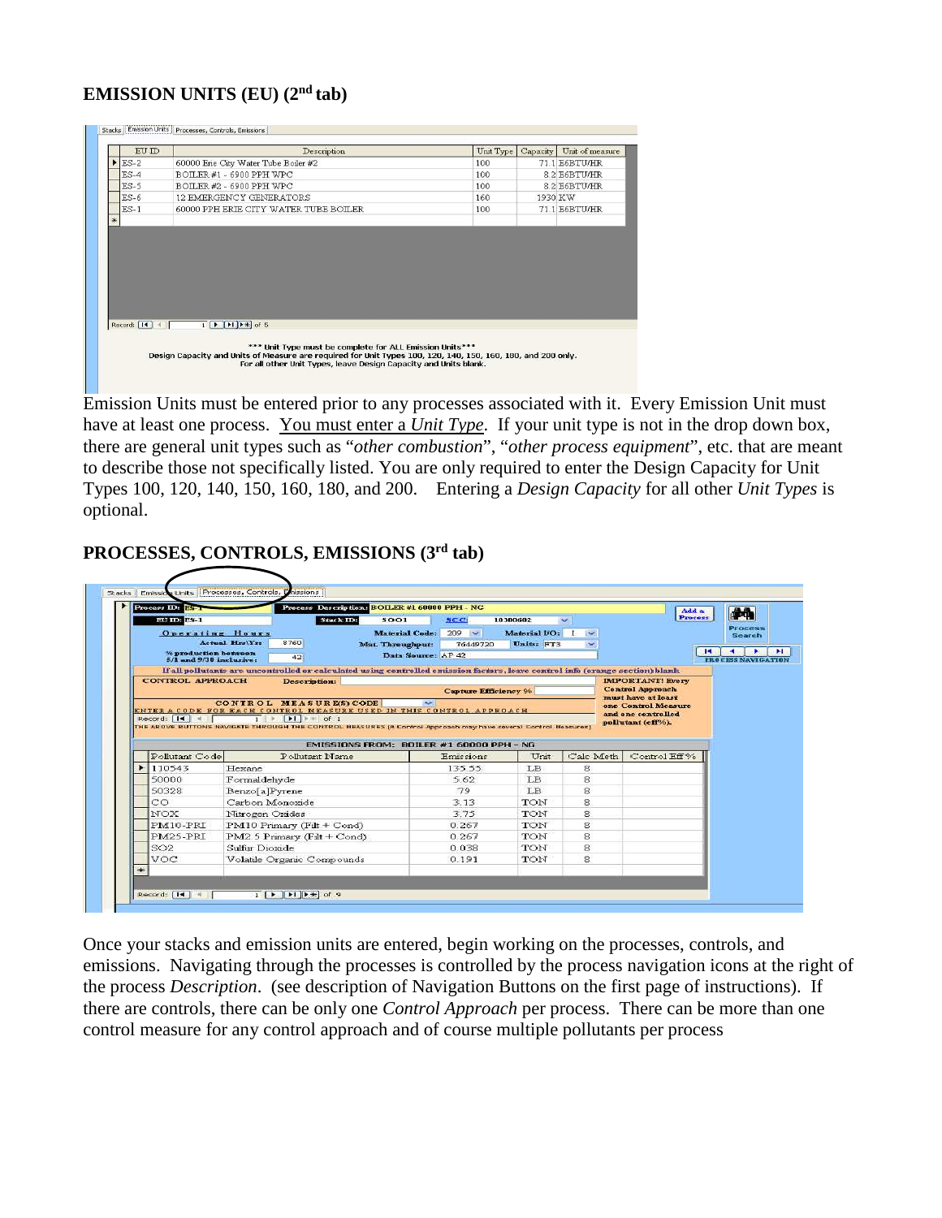## EMISSION UNITS (EU) (2[nd] tab)

Stacks | Emission Units | Processes, Controls, Emissions

| EU ID | Description | Unit Type | Capacity | Unit of measure |
|---|---|---|---|---|
| ES-2 | 60000 Erie City Water Tube Boiler #2 | 100 | 71.1 | E6BTU/HR |
| ES-4 | BOILER #1 - 6900 PPH WPC | 100 | 8.2 | E6BTU/HR |
| ES-5 | BOILER #2 - 6900 PPH WPC | 100 | 8.2 | E6BTU/HR |
| ES-6 | 12 EMERGENCY GENERATORS | 160 | 1930 | KW |
| ES-1 | 60000 PPH ERIE CITY WATER TUBE BOILER | 100 | 71.1 | E6BTU/HR |

Record: 1 of 5

*** Unit Type must be complete for ALL Emission Units***
Design Capacity and Units of Measure are required for Unit Types 100, 120, 140, 150, 160, 180, and 200 only.
For all other Unit Types, leave Design Capacity and Units blank.

Emission Units must be entered prior to any processes associated with it. Every Emission Unit must have at least one process. You must enter a *Unit Type*. If your unit type is not in the drop down box, there are general unit types such as "*other combustion*", "*other process equipment*", etc. that are meant to describe those not specifically listed. You are only required to enter the Design Capacity for Unit Types 100, 120, 140, 150, 160, 180, and 200. Entering a *Design Capacity* for all other *Unit Types* is optional.

## PROCESSES, CONTROLS, EMISSIONS (3[rd] tab)

Stacks | Emission Units | Processes, Controls, Emissions

Process ID: ES-1 Process Description: BOILER #1 60000 PPH - NG
EU ID: ES-1 Stack ID: S001 SCC: 10300602
Operating Hours: Actual Hrs\Yr: 8760 Material Code: 209 Material I/O: I
% production between 5/1 and 9/30 inclusive: 42 Mat. Throughput: 76449720 Units: FT3
Data Source: AP 42

If all pollutants are uncontrolled or calculated using controlled emission factors, leave control info (orange section) blank

CONTROL APPROACH Description: Capture Efficiency %
CONTROL MEASURE(S) CODE
ENTER A CODE FOR EACH CONTROL MEASURE USED IN THIS CONTROL APPROACH
THE ABOVE BUTTONS NAVIGATE THROUGH THE CONTROL MEASURES (A Control Approach may have several Control Measures)
IMPORTANT! Every Control Approach must have at least one Control Measure and one controlled pollutant (eff%).

EMISSIONS FROM: BOILER #1 60000 PPH - NG

| Pollutant Code | Pollutant Name | Emissions | Unit | Calc Meth | Control Eff % |
|---|---|---|---|---|---|
| 110543 | Hexane | 135.55 | LB | 8 | |
| 50000 | Formaldehyde | 5.62 | LB | 8 | |
| 50328 | Benzo[a]Pyrene | .79 | LB | 8 | |
| CO | Carbon Monoxide | 3.13 | TON | 8 | |
| NOX | Nitrogen Oxides | 3.75 | TON | 8 | |
| PM10-PRI | PM10 Primary (Filt + Cond) | 0.267 | TON | 8 | |
| PM25-PRI | PM2.5 Primary (Filt + Cond) | 0.267 | TON | 8 | |
| SO2 | Sulfur Dioxide | 0.038 | TON | 8 | |
| VOC | Volatile Organic Compounds | 0.191 | TON | 8 | |

Record: 1 of 9

Once your stacks and emission units are entered, begin working on the processes, controls, and emissions. Navigating through the processes is controlled by the process navigation icons at the right of the process *Description*. (see description of Navigation Buttons on the first page of instructions). If there are controls, there can be only one *Control Approach* per process. There can be more than one control measure for any control approach and of course multiple pollutants per process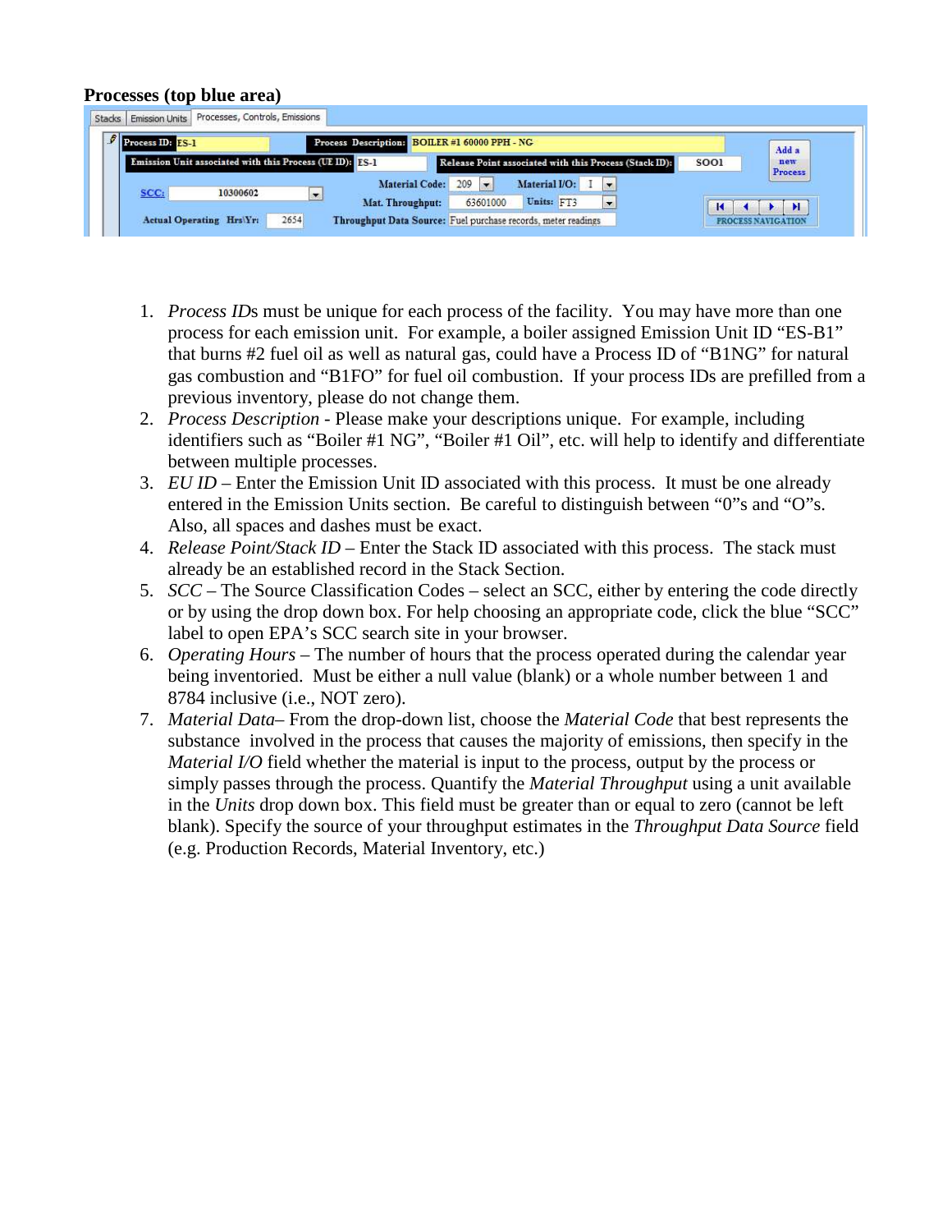**Processes (top blue area)**

1. *Process IDs* must be unique for each process of the facility. You may have more than one process for each emission unit. For example, a boiler assigned Emission Unit ID "ES-B1" that burns #2 fuel oil as well as natural gas, could have a Process ID of "B1NG" for natural gas combustion and "B1FO" for fuel oil combustion. If your process IDs are prefilled from a previous inventory, please do not change them.
2. *Process Description* - Please make your descriptions unique. For example, including identifiers such as "Boiler #1 NG", "Boiler #1 Oil", etc. will help to identify and differentiate between multiple processes.
3. *EU ID* – Enter the Emission Unit ID associated with this process. It must be one already entered in the Emission Units section. Be careful to distinguish between "0"s and "O"s. Also, all spaces and dashes must be exact.
4. *Release Point/Stack ID* – Enter the Stack ID associated with this process. The stack must already be an established record in the Stack Section.
5. *SCC* – The Source Classification Codes – select an SCC, either by entering the code directly or by using the drop down box. For help choosing an appropriate code, click the blue "SCC" label to open EPA's SCC search site in your browser.
6. *Operating Hours* – The number of hours that the process operated during the calendar year being inventoried. Must be either a null value (blank) or a whole number between 1 and 8784 inclusive (i.e., NOT zero).
7. *Material Data*– From the drop-down list, choose the *Material Code* that best represents the substance involved in the process that causes the majority of emissions, then specify in the *Material I/O* field whether the material is input to the process, output by the process or simply passes through the process. Quantify the *Material Throughput* using a unit available in the *Units* drop down box. This field must be greater than or equal to zero (cannot be left blank). Specify the source of your throughput estimates in the *Throughput Data Source* field (e.g. Production Records, Material Inventory, etc.)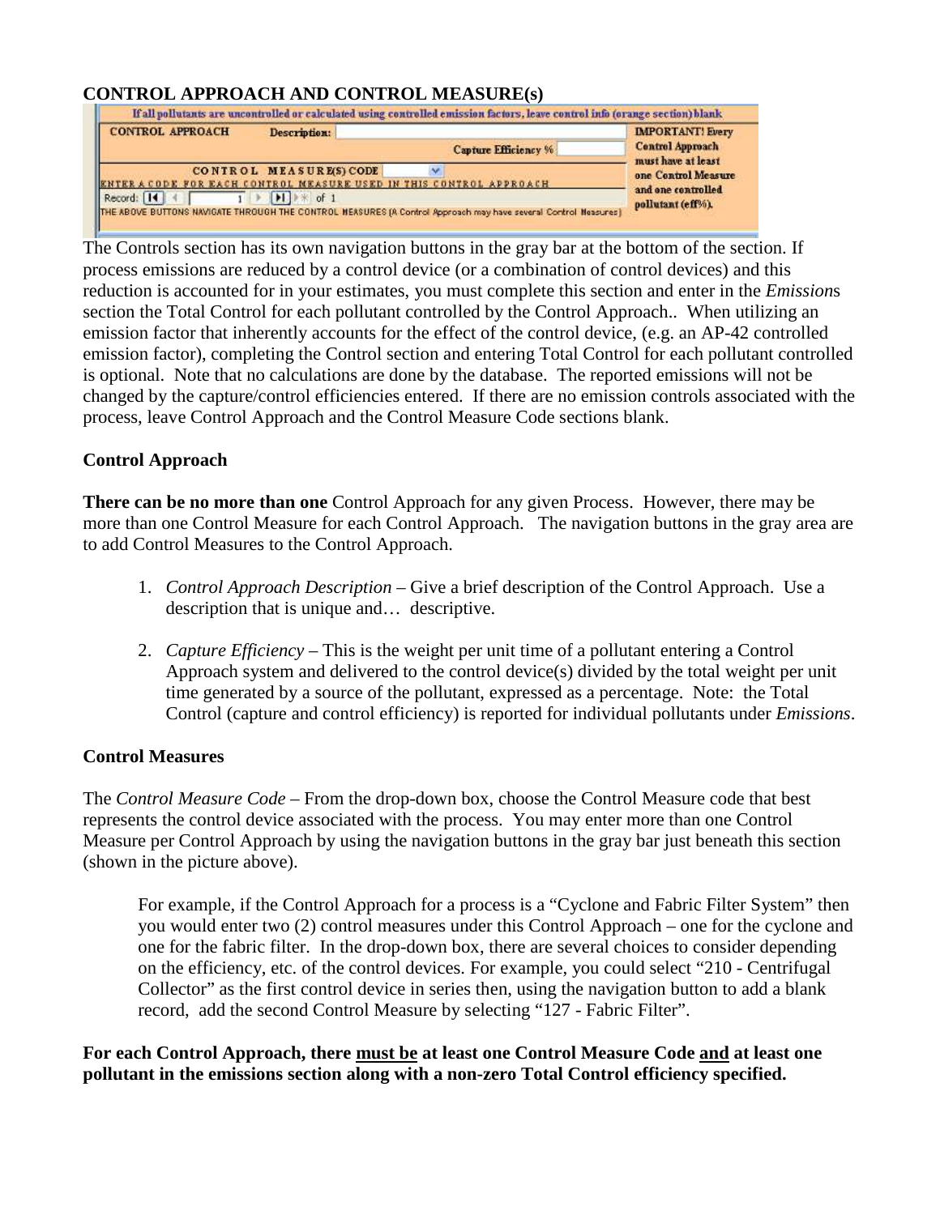## CONTROL APPROACH AND CONTROL MEASURE(s)

The Controls section has its own navigation buttons in the gray bar at the bottom of the section. If process emissions are reduced by a control device (or a combination of control devices) and this reduction is accounted for in your estimates, you must complete this section and enter in the *Emission*s section the Total Control for each pollutant controlled by the Control Approach.. When utilizing an emission factor that inherently accounts for the effect of the control device, (e.g. an AP-42 controlled emission factor), completing the Control section and entering Total Control for each pollutant controlled is optional. Note that no calculations are done by the database. The reported emissions will not be changed by the capture/control efficiencies entered. If there are no emission controls associated with the process, leave Control Approach and the Control Measure Code sections blank.

### Control Approach

**There can be no more than one** Control Approach for any given Process. However, there may be more than one Control Measure for each Control Approach. The navigation buttons in the gray area are to add Control Measures to the Control Approach.

1. *Control Approach Description* – Give a brief description of the Control Approach. Use a description that is unique and… descriptive.

2. *Capture Efficiency* – This is the weight per unit time of a pollutant entering a Control Approach system and delivered to the control device(s) divided by the total weight per unit time generated by a source of the pollutant, expressed as a percentage. Note: the Total Control (capture and control efficiency) is reported for individual pollutants under *Emissions*.

### Control Measures

The *Control Measure Code* – From the drop-down box, choose the Control Measure code that best represents the control device associated with the process. You may enter more than one Control Measure per Control Approach by using the navigation buttons in the gray bar just beneath this section (shown in the picture above).

> For example, if the Control Approach for a process is a "Cyclone and Fabric Filter System" then you would enter two (2) control measures under this Control Approach – one for the cyclone and one for the fabric filter. In the drop-down box, there are several choices to consider depending on the efficiency, etc. of the control devices. For example, you could select "210 - Centrifugal Collector" as the first control device in series then, using the navigation button to add a blank record, add the second Control Measure by selecting "127 - Fabric Filter".

**For each Control Approach, there must be at least one Control Measure Code and at least one pollutant in the emissions section along with a non-zero Total Control efficiency specified.**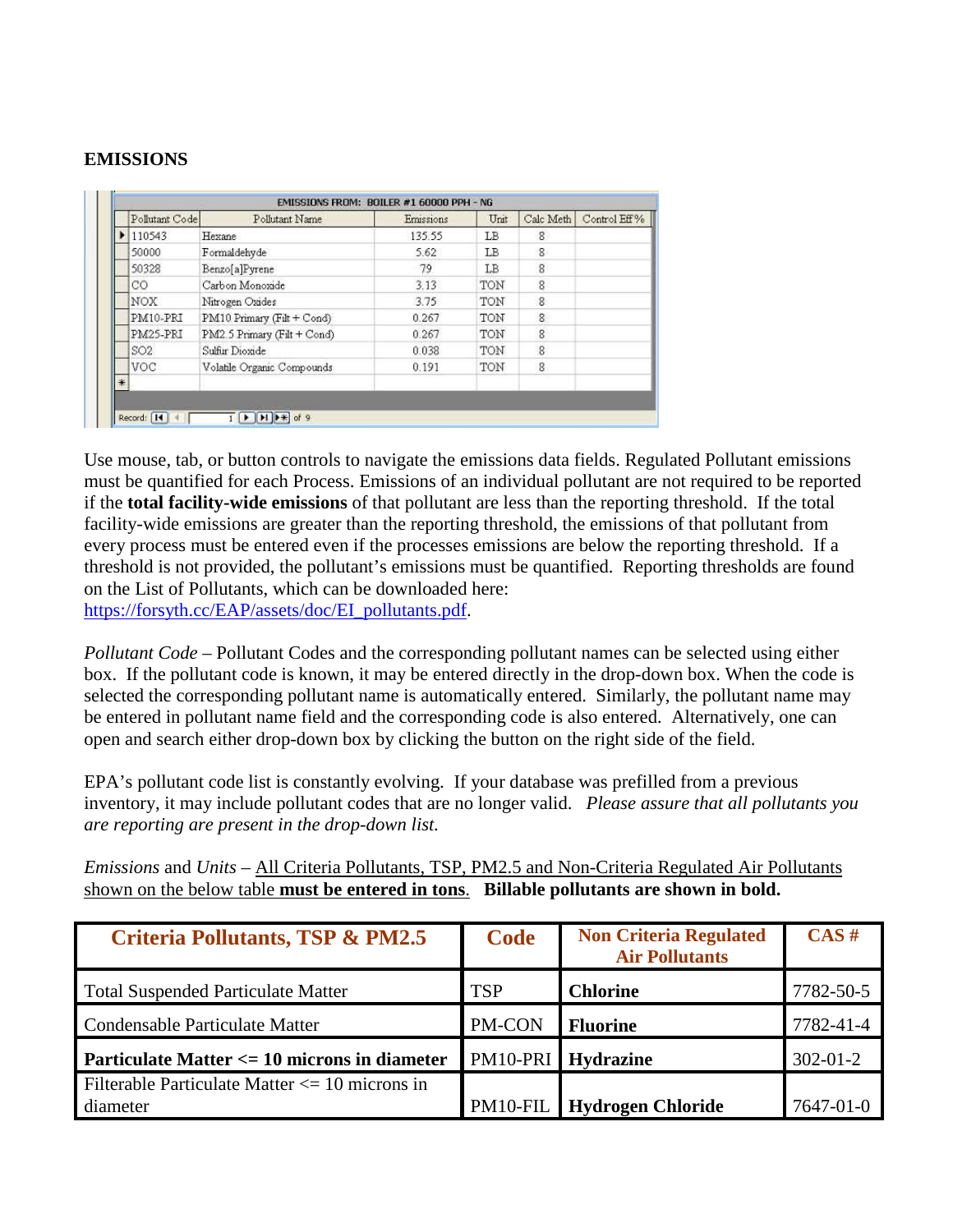**EMISSIONS**

EMISSIONS FROM: BOILER #1 60000 PPH - NG

| Pollutant Code | Pollutant Name | Emissions | Unit | Calc Meth | Control Eff % |
|---|---|---|---|---|---|
| 110543 | Hexane | 135.55 | LB | 8 | |
| 50000 | Formaldehyde | 5.62 | LB | 8 | |
| 50328 | Benzo[a]Pyrene | .79 | LB | 8 | |
| CO | Carbon Monoxide | 3.13 | TON | 8 | |
| NOX | Nitrogen Oxides | 3.75 | TON | 8 | |
| PM10-PRI | PM10 Primary (Filt + Cond) | 0.267 | TON | 8 | |
| PM25-PRI | PM2.5 Primary (Filt + Cond) | 0.267 | TON | 8 | |
| SO2 | Sulfur Dioxide | 0.038 | TON | 8 | |
| VOC | Volatile Organic Compounds | 0.191 | TON | 8 | |

Record: 1 of 9

Use mouse, tab, or button controls to navigate the emissions data fields. Regulated Pollutant emissions must be quantified for each Process. Emissions of an individual pollutant are not required to be reported if the **total facility-wide emissions** of that pollutant are less than the reporting threshold. If the total facility-wide emissions are greater than the reporting threshold, the emissions of that pollutant from every process must be entered even if the processes emissions are below the reporting threshold. If a threshold is not provided, the pollutant's emissions must be quantified. Reporting thresholds are found on the List of Pollutants, which can be downloaded here: https://forsyth.cc/EAP/assets/doc/EI_pollutants.pdf.

*Pollutant Code* – Pollutant Codes and the corresponding pollutant names can be selected using either box. If the pollutant code is known, it may be entered directly in the drop-down box. When the code is selected the corresponding pollutant name is automatically entered. Similarly, the pollutant name may be entered in pollutant name field and the corresponding code is also entered. Alternatively, one can open and search either drop-down box by clicking the button on the right side of the field.

EPA's pollutant code list is constantly evolving. If your database was prefilled from a previous inventory, it may include pollutant codes that are no longer valid. *Please assure that all pollutants you are reporting are present in the drop-down list.*

*Emissions* and *Units* – All Criteria Pollutants, TSP, PM2.5 and Non-Criteria Regulated Air Pollutants shown on the below table **must be entered in tons**. **Billable pollutants are shown in bold.**

| Criteria Pollutants, TSP & PM2.5 | Code | Non Criteria Regulated Air Pollutants | CAS # |
|---|---|---|---|
| Total Suspended Particulate Matter | TSP | **Chlorine** | 7782-50-5 |
| Condensable Particulate Matter | PM-CON | **Fluorine** | 7782-41-4 |
| **Particulate Matter <= 10 microns in diameter** | PM10-PRI | **Hydrazine** | 302-01-2 |
| Filterable Particulate Matter <= 10 microns in diameter | PM10-FIL | **Hydrogen Chloride** | 7647-01-0 |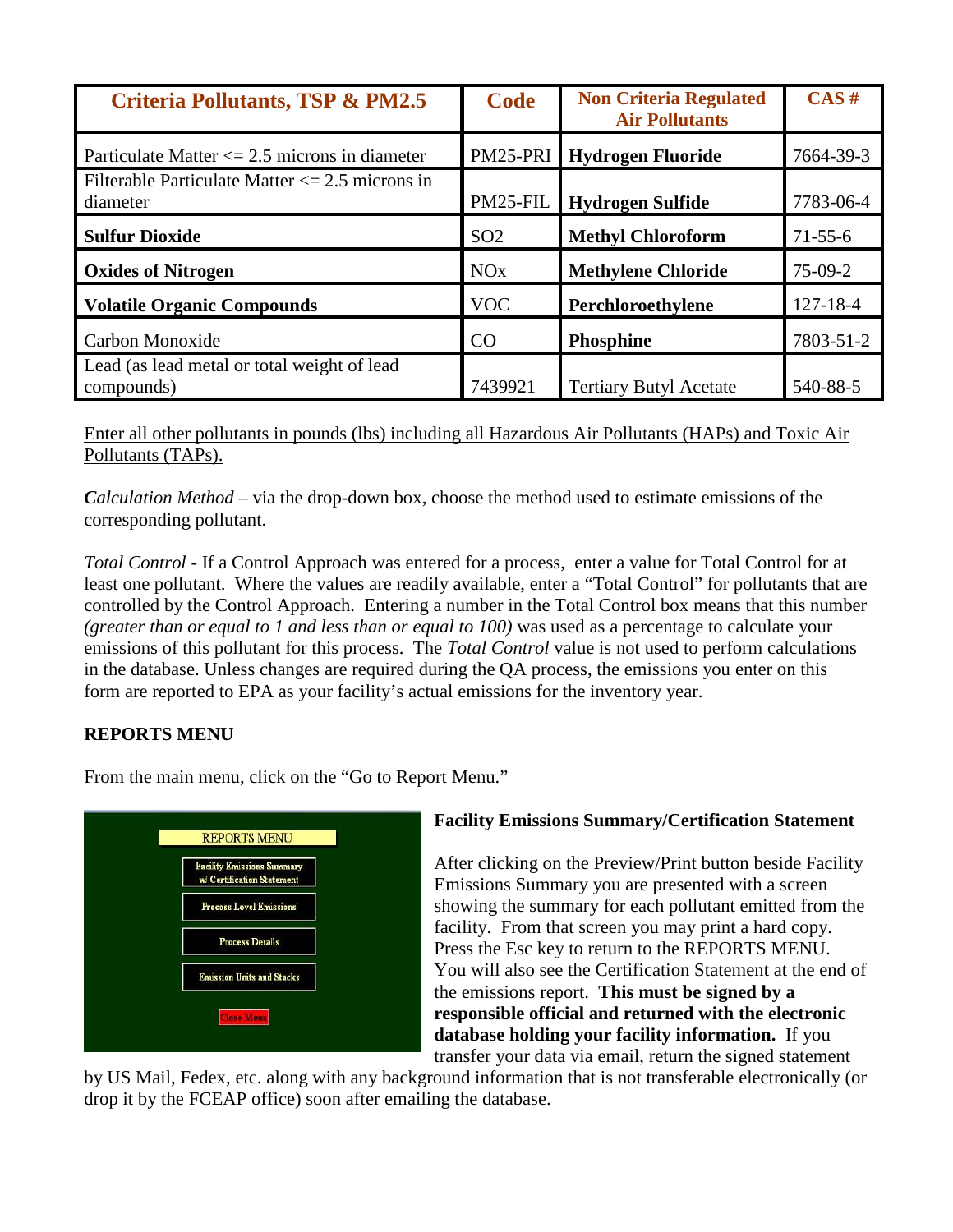| Criteria Pollutants, TSP & PM2.5 | Code | Non Criteria Regulated Air Pollutants | CAS # |
|---|---|---|---|
| Particulate Matter <= 2.5 microns in diameter | PM25-PRI | **Hydrogen Fluoride** | 7664-39-3 |
| Filterable Particulate Matter <= 2.5 microns in diameter | PM25-FIL | **Hydrogen Sulfide** | 7783-06-4 |
| **Sulfur Dioxide** | SO2 | **Methyl Chloroform** | 71-55-6 |
| **Oxides of Nitrogen** | NOx | **Methylene Chloride** | 75-09-2 |
| **Volatile Organic Compounds** | VOC | **Perchloroethylene** | 127-18-4 |
| Carbon Monoxide | CO | **Phosphine** | 7803-51-2 |
| Lead (as lead metal or total weight of lead compounds) | 7439921 | Tertiary Butyl Acetate | 540-88-5 |

Enter all other pollutants in pounds (lbs) including all Hazardous Air Pollutants (HAPs) and Toxic Air Pollutants (TAPs).

*Calculation Method* – via the drop-down box, choose the method used to estimate emissions of the corresponding pollutant.

*Total Control* - If a Control Approach was entered for a process, enter a value for Total Control for at least one pollutant. Where the values are readily available, enter a "Total Control" for pollutants that are controlled by the Control Approach. Entering a number in the Total Control box means that this number *(greater than or equal to 1 and less than or equal to 100)* was used as a percentage to calculate your emissions of this pollutant for this process. The *Total Control* value is not used to perform calculations in the database. Unless changes are required during the QA process, the emissions you enter on this form are reported to EPA as your facility's actual emissions for the inventory year.

**REPORTS MENU**

From the main menu, click on the "Go to Report Menu."

REPORTS MENU
- Facility Emissions Summary w/ Certification Statement
- Process Level Emissions
- Process Details
- Emission Units and Stacks
- Close Menu

**Facility Emissions Summary/Certification Statement**

After clicking on the Preview/Print button beside Facility Emissions Summary you are presented with a screen showing the summary for each pollutant emitted from the facility. From that screen you may print a hard copy. Press the Esc key to return to the REPORTS MENU. You will also see the Certification Statement at the end of the emissions report. **This must be signed by a responsible official and returned with the electronic database holding your facility information.** If you transfer your data via email, return the signed statement by US Mail, Fedex, etc. along with any background information that is not transferable electronically (or drop it by the FCEAP office) soon after emailing the database.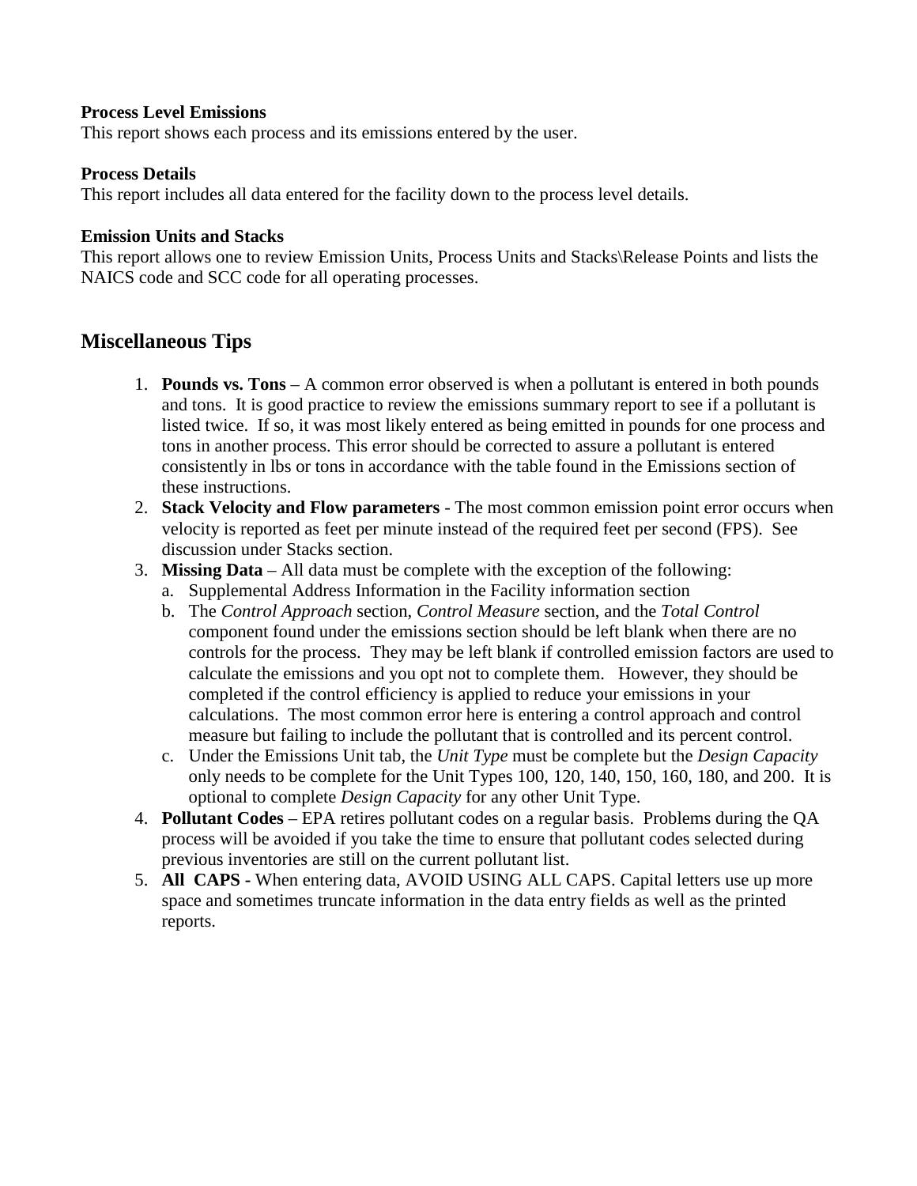**Process Level Emissions**
This report shows each process and its emissions entered by the user.

**Process Details**
This report includes all data entered for the facility down to the process level details.

**Emission Units and Stacks**
This report allows one to review Emission Units, Process Units and Stacks\Release Points and lists the NAICS code and SCC code for all operating processes.

## Miscellaneous Tips

1. **Pounds vs. Tons** – A common error observed is when a pollutant is entered in both pounds and tons. It is good practice to review the emissions summary report to see if a pollutant is listed twice. If so, it was most likely entered as being emitted in pounds for one process and tons in another process. This error should be corrected to assure a pollutant is entered consistently in lbs or tons in accordance with the table found in the Emissions section of these instructions.
2. **Stack Velocity and Flow parameters** - The most common emission point error occurs when velocity is reported as feet per minute instead of the required feet per second (FPS). See discussion under Stacks section.
3. **Missing Data** – All data must be complete with the exception of the following:
   a. Supplemental Address Information in the Facility information section
   b. The *Control Approach* section, *Control Measure* section, and the *Total Control* component found under the emissions section should be left blank when there are no controls for the process. They may be left blank if controlled emission factors are used to calculate the emissions and you opt not to complete them. However, they should be completed if the control efficiency is applied to reduce your emissions in your calculations. The most common error here is entering a control approach and control measure but failing to include the pollutant that is controlled and its percent control.
   c. Under the Emissions Unit tab, the *Unit Type* must be complete but the *Design Capacity* only needs to be complete for the Unit Types 100, 120, 140, 150, 160, 180, and 200. It is optional to complete *Design Capacity* for any other Unit Type.
4. **Pollutant Codes** – EPA retires pollutant codes on a regular basis. Problems during the QA process will be avoided if you take the time to ensure that pollutant codes selected during previous inventories are still on the current pollutant list.
5. **All CAPS -** When entering data, AVOID USING ALL CAPS. Capital letters use up more space and sometimes truncate information in the data entry fields as well as the printed reports.